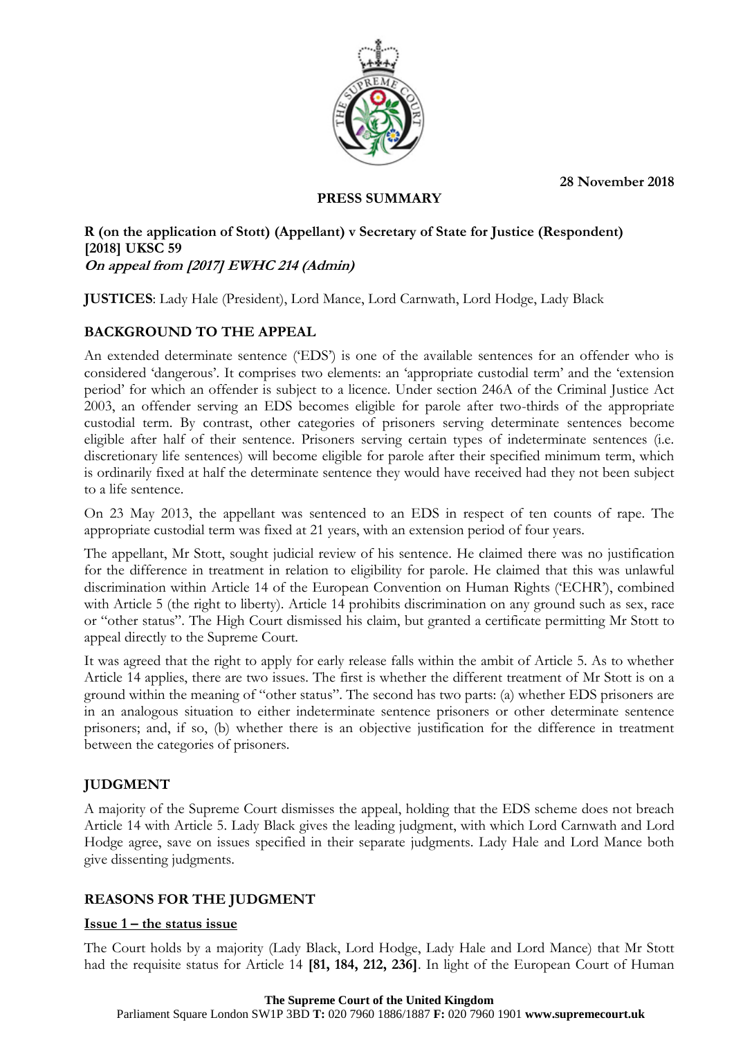28 November 2018

**PRESS SUMMARY**

**R (on the application of Stott) (Appellant) v Secretary of State for Justice (Respondent) [2018] UKSC 59**
***On appeal from [2017] EWHC 214 (Admin)***

**JUSTICES**: Lady Hale (President), Lord Mance, Lord Carnwath, Lord Hodge, Lady Black

## BACKGROUND TO THE APPEAL

An extended determinate sentence ('EDS') is one of the available sentences for an offender who is considered 'dangerous'. It comprises two elements: an 'appropriate custodial term' and the 'extension period' for which an offender is subject to a licence. Under section 246A of the Criminal Justice Act 2003, an offender serving an EDS becomes eligible for parole after two-thirds of the appropriate custodial term. By contrast, other categories of prisoners serving determinate sentences become eligible after half of their sentence. Prisoners serving certain types of indeterminate sentences (i.e. discretionary life sentences) will become eligible for parole after their specified minimum term, which is ordinarily fixed at half the determinate sentence they would have received had they not been subject to a life sentence.

On 23 May 2013, the appellant was sentenced to an EDS in respect of ten counts of rape. The appropriate custodial term was fixed at 21 years, with an extension period of four years.

The appellant, Mr Stott, sought judicial review of his sentence. He claimed there was no justification for the difference in treatment in relation to eligibility for parole. He claimed that this was unlawful discrimination within Article 14 of the European Convention on Human Rights ('ECHR'), combined with Article 5 (the right to liberty). Article 14 prohibits discrimination on any ground such as sex, race or "other status". The High Court dismissed his claim, but granted a certificate permitting Mr Stott to appeal directly to the Supreme Court.

It was agreed that the right to apply for early release falls within the ambit of Article 5. As to whether Article 14 applies, there are two issues. The first is whether the different treatment of Mr Stott is on a ground within the meaning of "other status". The second has two parts: (a) whether EDS prisoners are in an analogous situation to either indeterminate sentence prisoners or other determinate sentence prisoners; and, if so, (b) whether there is an objective justification for the difference in treatment between the categories of prisoners.

## JUDGMENT

A majority of the Supreme Court dismisses the appeal, holding that the EDS scheme does not breach Article 14 with Article 5. Lady Black gives the leading judgment, with which Lord Carnwath and Lord Hodge agree, save on issues specified in their separate judgments. Lady Hale and Lord Mance both give dissenting judgments.

## REASONS FOR THE JUDGMENT

### Issue 1 – the status issue

The Court holds by a majority (Lady Black, Lord Hodge, Lady Hale and Lord Mance) that Mr Stott had the requisite status for Article 14 **[81, 184, 212, 236]**. In light of the European Court of Human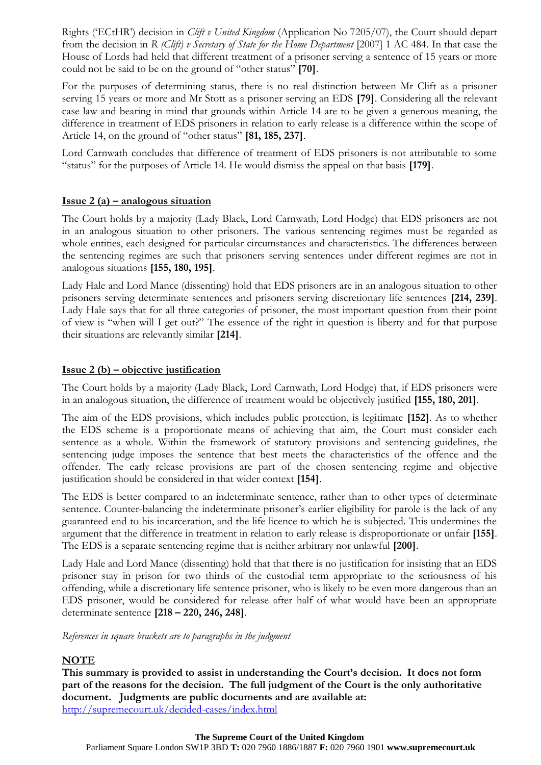Rights ('ECtHR') decision in *Clift v United Kingdom* (Application No 7205/07), the Court should depart from the decision in *R (Clift) v Secretary of State for the Home Department* [2007] 1 AC 484. In that case the House of Lords had held that different treatment of a prisoner serving a sentence of 15 years or more could not be said to be on the ground of "other status" **[70]**.

For the purposes of determining status, there is no real distinction between Mr Clift as a prisoner serving 15 years or more and Mr Stott as a prisoner serving an EDS **[79]**. Considering all the relevant case law and bearing in mind that grounds within Article 14 are to be given a generous meaning, the difference in treatment of EDS prisoners in relation to early release is a difference within the scope of Article 14, on the ground of "other status" **[81, 185, 237]**.

Lord Carnwath concludes that difference of treatment of EDS prisoners is not attributable to some "status" for the purposes of Article 14. He would dismiss the appeal on that basis **[179]**.

**Issue 2 (a) – analogous situation**

The Court holds by a majority (Lady Black, Lord Carnwath, Lord Hodge) that EDS prisoners are not in an analogous situation to other prisoners. The various sentencing regimes must be regarded as whole entities, each designed for particular circumstances and characteristics. The differences between the sentencing regimes are such that prisoners serving sentences under different regimes are not in analogous situations **[155, 180, 195]**.

Lady Hale and Lord Mance (dissenting) hold that EDS prisoners are in an analogous situation to other prisoners serving determinate sentences and prisoners serving discretionary life sentences **[214, 239]**. Lady Hale says that for all three categories of prisoner, the most important question from their point of view is "when will I get out?" The essence of the right in question is liberty and for that purpose their situations are relevantly similar **[214]**.

**Issue 2 (b) – objective justification**

The Court holds by a majority (Lady Black, Lord Carnwath, Lord Hodge) that, if EDS prisoners were in an analogous situation, the difference of treatment would be objectively justified **[155, 180, 201]**.

The aim of the EDS provisions, which includes public protection, is legitimate **[152]**. As to whether the EDS scheme is a proportionate means of achieving that aim, the Court must consider each sentence as a whole. Within the framework of statutory provisions and sentencing guidelines, the sentencing judge imposes the sentence that best meets the characteristics of the offence and the offender. The early release provisions are part of the chosen sentencing regime and objective justification should be considered in that wider context **[154]**.

The EDS is better compared to an indeterminate sentence, rather than to other types of determinate sentence. Counter-balancing the indeterminate prisoner's earlier eligibility for parole is the lack of any guaranteed end to his incarceration, and the life licence to which he is subjected. This undermines the argument that the difference in treatment in relation to early release is disproportionate or unfair **[155]**. The EDS is a separate sentencing regime that is neither arbitrary nor unlawful **[200]**.

Lady Hale and Lord Mance (dissenting) hold that that there is no justification for insisting that an EDS prisoner stay in prison for two thirds of the custodial term appropriate to the seriousness of his offending, while a discretionary life sentence prisoner, who is likely to be even more dangerous than an EDS prisoner, would be considered for release after half of what would have been an appropriate determinate sentence **[218 – 220, 246, 248]**.

*References in square brackets are to paragraphs in the judgment*

**NOTE**

**This summary is provided to assist in understanding the Court's decision. It does not form part of the reasons for the decision. The full judgment of the Court is the only authoritative document. Judgments are public documents and are available at:**
http://supremecourt.uk/decided-cases/index.html

**The Supreme Court of the United Kingdom**
Parliament Square London SW1P 3BD **T:** 020 7960 1886/1887 **F:** 020 7960 1901 **www.supremecourt.uk**